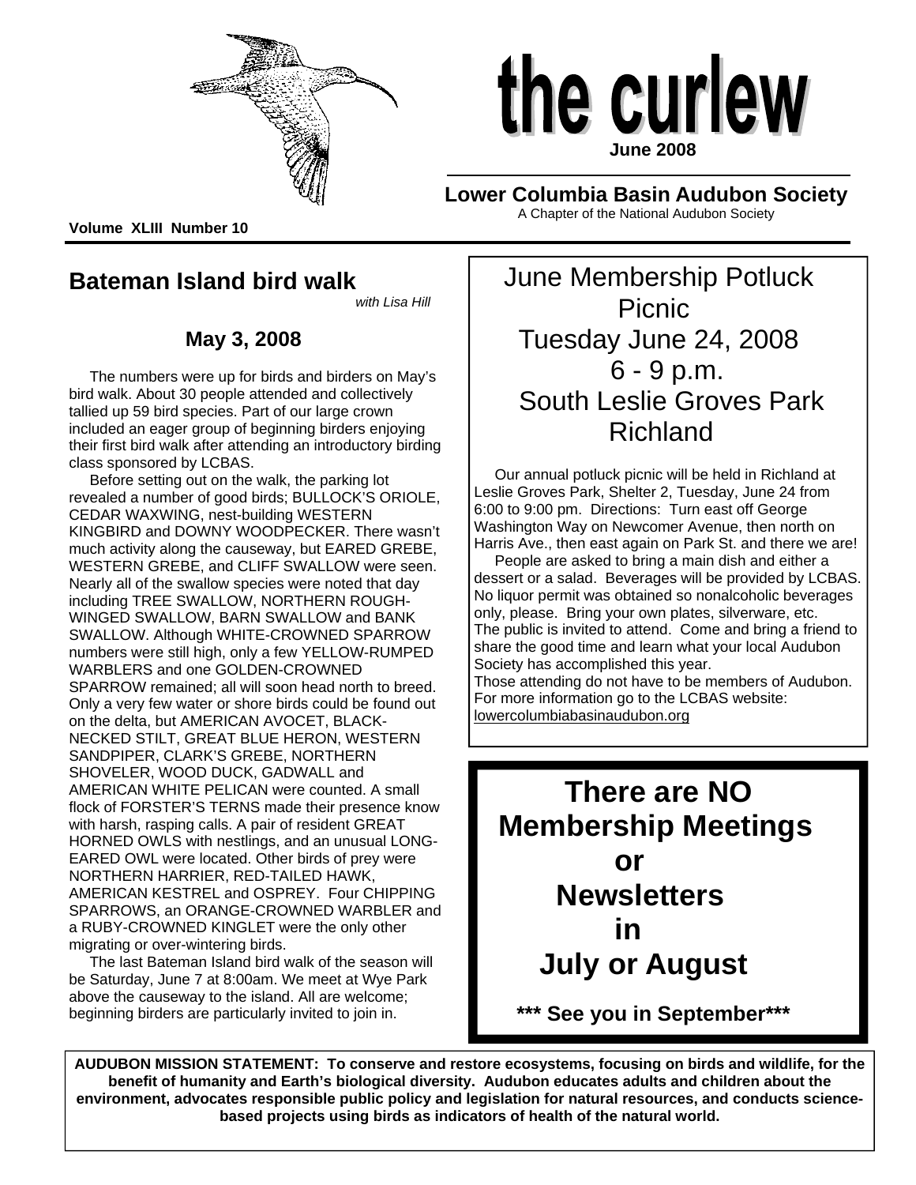# the curlew

June 2008

**Lower Columbia Basin Audubon Society**

A Chapter of the National Audubon Society

**Volume XLIII Number 10**

## Bateman Island bird walk

*with Lisa Hill*

### May 3, 2008

The numbers were up for birds and birders on May's bird walk. About 30 people attended and collectively tallied up 59 bird species. Part of our large crown included an eager group of beginning birders enjoying their first bird walk after attending an introductory birding class sponsored by LCBAS.

Before setting out on the walk, the parking lot revealed a number of good birds; BULLOCK'S ORIOLE, CEDAR WAXWING, nest-building WESTERN KINGBIRD and DOWNY WOODPECKER. There wasn't much activity along the causeway, but EARED GREBE, WESTERN GREBE, and CLIFF SWALLOW were seen. Nearly all of the swallow species were noted that day including TREE SWALLOW, NORTHERN ROUGH-WINGED SWALLOW, BARN SWALLOW and BANK SWALLOW. Although WHITE-CROWNED SPARROW numbers were still high, only a few YELLOW-RUMPED WARBLERS and one GOLDEN-CROWNED SPARROW remained; all will soon head north to breed. Only a very few water or shore birds could be found out on the delta, but AMERICAN AVOCET, BLACK-NECKED STILT, GREAT BLUE HERON, WESTERN SANDPIPER, CLARK'S GREBE, NORTHERN SHOVELER, WOOD DUCK, GADWALL and AMERICAN WHITE PELICAN were counted. A small flock of FORSTER'S TERNS made their presence know with harsh, rasping calls. A pair of resident GREAT HORNED OWLS with nestlings, and an unusual LONG-EARED OWL were located. Other birds of prey were NORTHERN HARRIER, RED-TAILED HAWK, AMERICAN KESTREL and OSPREY. Four CHIPPING SPARROWS, an ORANGE-CROWNED WARBLER and a RUBY-CROWNED KINGLET were the only other migrating or over-wintering birds.

The last Bateman Island bird walk of the season will be Saturday, June 7 at 8:00am. We meet at Wye Park above the causeway to the island. All are welcome; beginning birders are particularly invited to join in.

## June Membership Potluck Picnic
## Tuesday June 24, 2008
## 6 - 9 p.m.
## South Leslie Groves Park Richland

Our annual potluck picnic will be held in Richland at Leslie Groves Park, Shelter 2, Tuesday, June 24 from 6:00 to 9:00 pm. Directions: Turn east off George Washington Way on Newcomer Avenue, then north on Harris Ave., then east again on Park St. and there we are!

People are asked to bring a main dish and either a dessert or a salad. Beverages will be provided by LCBAS. No liquor permit was obtained so nonalcoholic beverages only, please. Bring your own plates, silverware, etc.
The public is invited to attend. Come and bring a friend to share the good time and learn what your local Audubon Society has accomplished this year.
Those attending do not have to be members of Audubon. For more information go to the LCBAS website: lowercolumbiabasinaudubon.org

## There are NO Membership Meetings or Newsletters in July or August

**\*\*\* See you in September\*\*\***

**AUDUBON MISSION STATEMENT: To conserve and restore ecosystems, focusing on birds and wildlife, for the benefit of humanity and Earth's biological diversity. Audubon educates adults and children about the environment, advocates responsible public policy and legislation for natural resources, and conducts science-based projects using birds as indicators of health of the natural world.**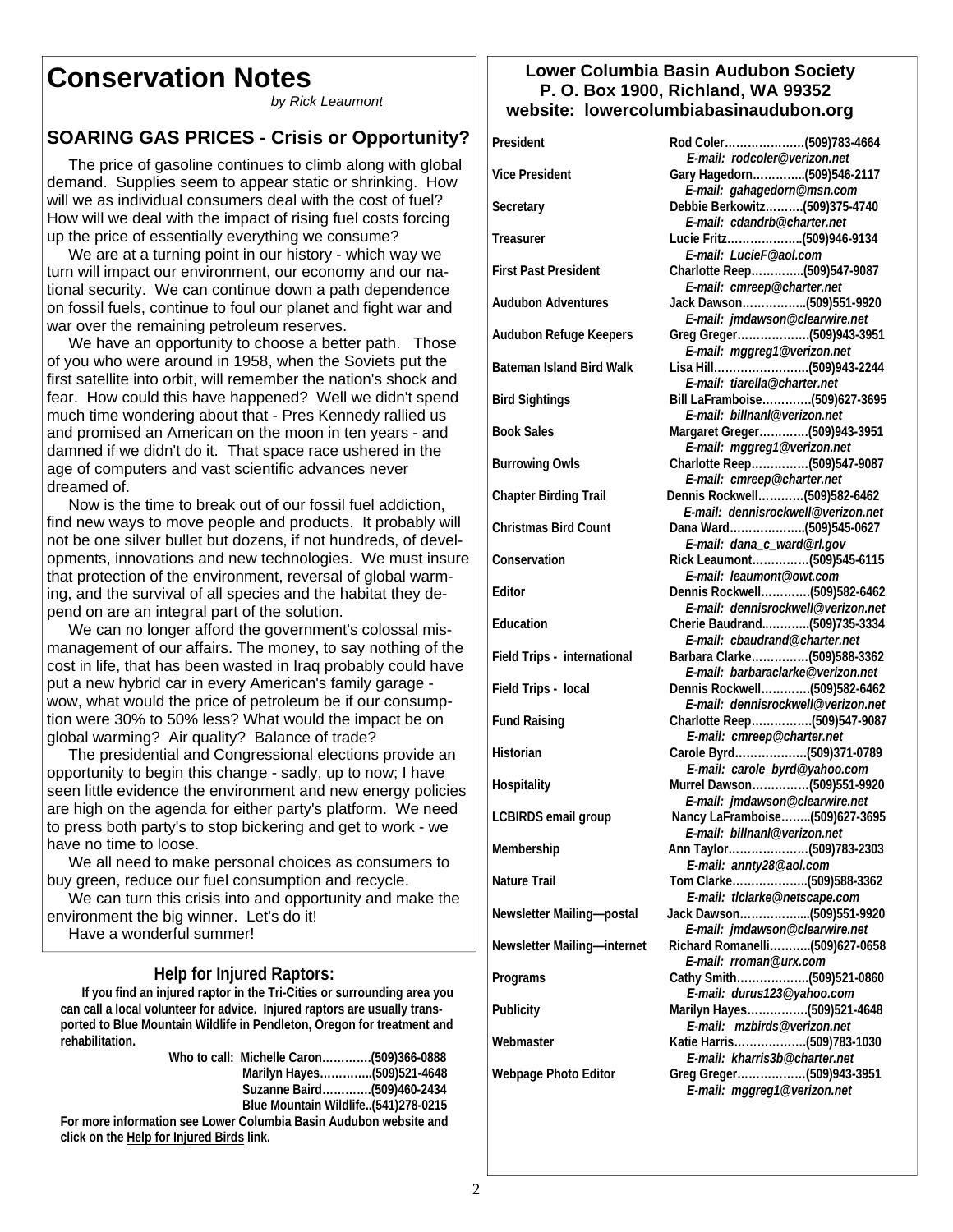# Conservation Notes

*by Rick Leaumont*

## SOARING GAS PRICES - Crisis or Opportunity?

The price of gasoline continues to climb along with global demand. Supplies seem to appear static or shrinking. How will we as individual consumers deal with the cost of fuel? How will we deal with the impact of rising fuel costs forcing up the price of essentially everything we consume?

We are at a turning point in our history - which way we turn will impact our environment, our economy and our national security. We can continue down a path dependence on fossil fuels, continue to foul our planet and fight war and war over the remaining petroleum reserves.

We have an opportunity to choose a better path. Those of you who were around in 1958, when the Soviets put the first satellite into orbit, will remember the nation's shock and fear. How could this have happened? Well we didn't spend much time wondering about that - Pres Kennedy rallied us and promised an American on the moon in ten years - and damned if we didn't do it. That space race ushered in the age of computers and vast scientific advances never dreamed of.

Now is the time to break out of our fossil fuel addiction, find new ways to move people and products. It probably will not be one silver bullet but dozens, if not hundreds, of developments, innovations and new technologies. We must insure that protection of the environment, reversal of global warming, and the survival of all species and the habitat they depend on are an integral part of the solution.

We can no longer afford the government's colossal mismanagement of our affairs. The money, to say nothing of the cost in life, that has been wasted in Iraq probably could have put a new hybrid car in every American's family garage - wow, what would the price of petroleum be if our consumption were 30% to 50% less? What would the impact be on global warming? Air quality? Balance of trade?

The presidential and Congressional elections provide an opportunity to begin this change - sadly, up to now; I have seen little evidence the environment and new energy policies are high on the agenda for either party's platform. We need to press both party's to stop bickering and get to work - we have no time to loose.

We all need to make personal choices as consumers to buy green, reduce our fuel consumption and recycle.

We can turn this crisis into and opportunity and make the environment the big winner. Let's do it!

Have a wonderful summer!

## Help for Injured Raptors:

**If you find an injured raptor in the Tri-Cities or surrounding area you can call a local volunteer for advice. Injured raptors are usually transported to Blue Mountain Wildlife in Pendleton, Oregon for treatment and rehabilitation.**

**Who to call:**
- **Michelle Caron…………(509)366-0888**
- **Marilyn Hayes………….(509)521-4648**
- **Suzanne Baird…………(509)460-2434**
- **Blue Mountain Wildlife..(541)278-0215**

**For more information see Lower Columbia Basin Audubon website and click on the Help for Injured Birds link.**

## Lower Columbia Basin Audubon Society
**P. O. Box 1900, Richland, WA 99352**
**website: lowercolumbiabasinaudubon.org**

| Position | Name / Phone / E-mail |
|---|---|
| **President** | **Rod Coler…………………(509)783-4664** *E-mail: rodcoler@verizon.net* |
| **Vice President** | **Gary Hagedorn…………..(509)546-2117** *E-mail: gahagedorn@msn.com* |
| **Secretary** | **Debbie Berkowitz……….(509)375-4740** *E-mail: cdandrb@charter.net* |
| **Treasurer** | **Lucie Fritz………………..(509)946-9134** *E-mail: LucieF@aol.com* |
| **First Past President** | **Charlotte Reep…………..(509)547-9087** *E-mail: cmreep@charter.net* |
| **Audubon Adventures** | **Jack Dawson……………..(509)551-9920** *E-mail: jmdawson@clearwire.net* |
| **Audubon Refuge Keepers** | **Greg Greger………………(509)943-3951** *E-mail: mggreg1@verizon.net* |
| **Bateman Island Bird Walk** | **Lisa Hill……………………(509)943-2244** *E-mail: tiarella@charter.net* |
| **Bird Sightings** | **Bill LaFramboise…………(509)627-3695** *E-mail: billnanl@verizon.net* |
| **Book Sales** | **Margaret Greger…………(509)943-3951** *E-mail: mggreg1@verizon.net* |
| **Burrowing Owls** | **Charlotte Reep……………(509)547-9087** *E-mail: cmreep@charter.net* |
| **Chapter Birding Trail** | **Dennis Rockwell…………(509)582-6462** *E-mail: dennisrockwell@verizon.net* |
| **Christmas Bird Count** | **Dana Ward………………..(509)545-0627** *E-mail: dana_c_ward@rl.gov* |
| **Conservation** | **Rick Leaumont……………(509)545-6115** *E-mail: leaumont@owt.com* |
| **Editor** | **Dennis Rockwell…………(509)582-6462** *E-mail: dennisrockwell@verizon.net* |
| **Education** | **Cherie Baudrand…………(509)735-3334** *E-mail: cbaudrand@charter.net* |
| **Field Trips - international** | **Barbara Clarke……………(509)588-3362** *E-mail: barbaraclarke@verizon.net* |
| **Field Trips - local** | **Dennis Rockwell…………(509)582-6462** *E-mail: dennisrockwell@verizon.net* |
| **Fund Raising** | **Charlotte Reep…………….(509)547-9087** *E-mail: cmreep@charter.net* |
| **Historian** | **Carole Byrd……………….(509)371-0789** *E-mail: carole_byrd@yahoo.com* |
| **Hospitality** | **Murrel Dawson……………(509)551-9920** *E-mail: jmdawson@clearwire.net* |
| **LCBIRDS email group** | **Nancy LaFramboise……..(509)627-3695** *E-mail: billnanl@verizon.net* |
| **Membership** | **Ann Taylor…………………(509)783-2303** *E-mail: annty28@aol.com* |
| **Nature Trail** | **Tom Clarke………………..(509)588-3362** *E-mail: tlclarke@netscape.com* |
| **Newsletter Mailing—postal** | **Jack Dawson……………....(509)551-9920** *E-mail: jmdawson@clearwire.net* |
| **Newsletter Mailing—internet** | **Richard Romanelli………..(509)627-0658** *E-mail: rroman@urx.com* |
| **Programs** | **Cathy Smith……………….(509)521-0860** *E-mail: durus123@yahoo.com* |
| **Publicity** | **Marilyn Hayes…………….(509)521-4648** *E-mail: mzbirds@verizon.net* |
| **Webmaster** | **Katie Harris……………….(509)783-1030** *E-mail: kharris3b@charter.net* |
| **Webpage Photo Editor** | **Greg Greger………………(509)943-3951** *E-mail: mggreg1@verizon.net* |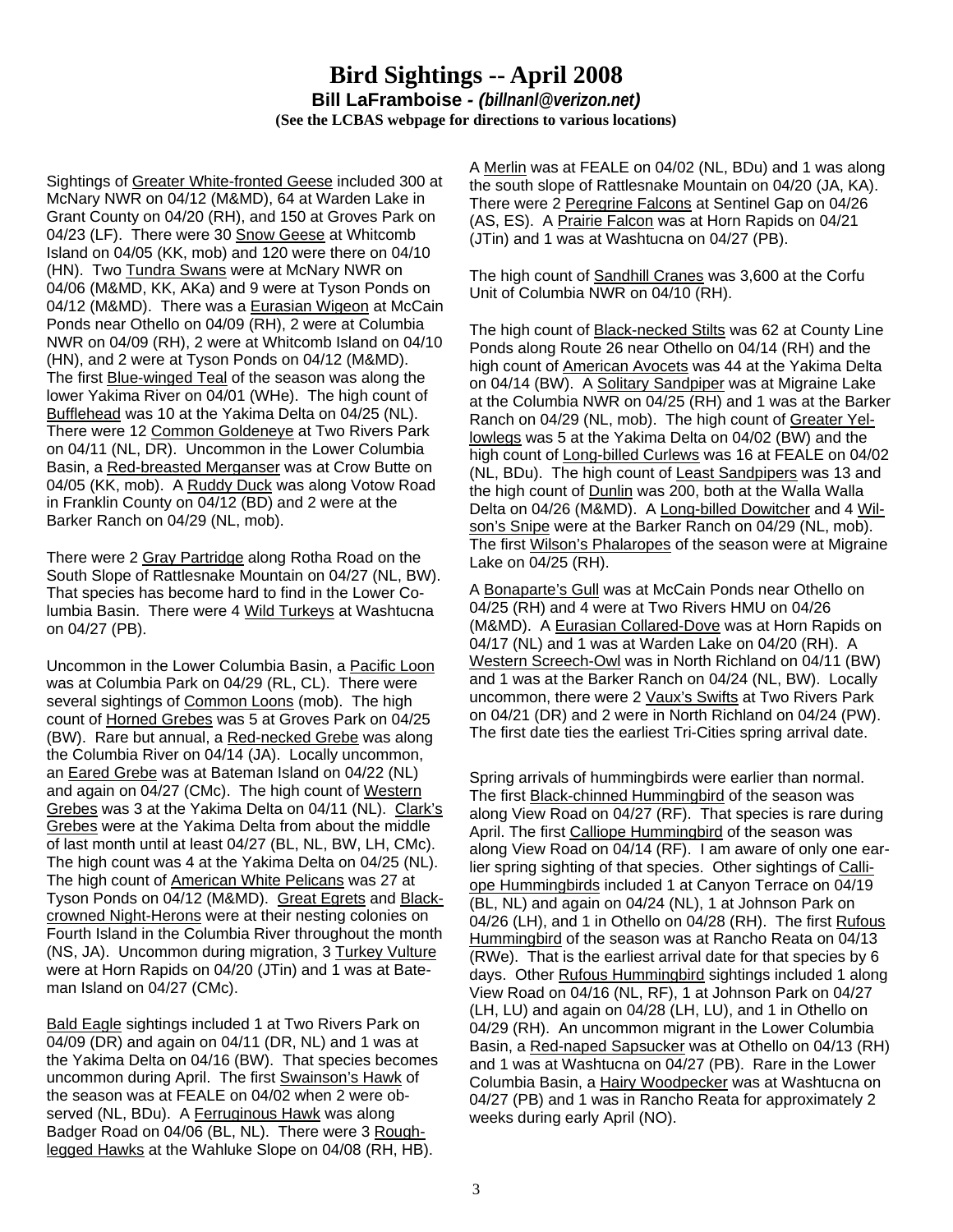# Bird Sightings -- April 2008

**Bill LaFramboise - *(billnanl@verizon.net)***

**(See the LCBAS webpage for directions to various locations)**

Sightings of Greater White-fronted Geese included 300 at McNary NWR on 04/12 (M&MD), 64 at Warden Lake in Grant County on 04/20 (RH), and 150 at Groves Park on 04/23 (LF). There were 30 Snow Geese at Whitcomb Island on 04/05 (KK, mob) and 120 were there on 04/10 (HN). Two Tundra Swans were at McNary NWR on 04/06 (M&MD, KK, AKa) and 9 were at Tyson Ponds on 04/12 (M&MD). There was a Eurasian Wigeon at McCain Ponds near Othello on 04/09 (RH), 2 were at Columbia NWR on 04/09 (RH), 2 were at Whitcomb Island on 04/10 (HN), and 2 were at Tyson Ponds on 04/12 (M&MD). The first Blue-winged Teal of the season was along the lower Yakima River on 04/01 (WHe). The high count of Bufflehead was 10 at the Yakima Delta on 04/25 (NL). There were 12 Common Goldeneye at Two Rivers Park on 04/11 (NL, DR). Uncommon in the Lower Columbia Basin, a Red-breasted Merganser was at Crow Butte on 04/05 (KK, mob). A Ruddy Duck was along Votow Road in Franklin County on 04/12 (BD) and 2 were at the Barker Ranch on 04/29 (NL, mob).

There were 2 Gray Partridge along Rotha Road on the South Slope of Rattlesnake Mountain on 04/27 (NL, BW). That species has become hard to find in the Lower Columbia Basin. There were 4 Wild Turkeys at Washtucna on 04/27 (PB).

Uncommon in the Lower Columbia Basin, a Pacific Loon was at Columbia Park on 04/29 (RL, CL). There were several sightings of Common Loons (mob). The high count of Horned Grebes was 5 at Groves Park on 04/25 (BW). Rare but annual, a Red-necked Grebe was along the Columbia River on 04/14 (JA). Locally uncommon, an Eared Grebe was at Bateman Island on 04/22 (NL) and again on 04/27 (CMc). The high count of Western Grebes was 3 at the Yakima Delta on 04/11 (NL). Clark's Grebes were at the Yakima Delta from about the middle of last month until at least 04/27 (BL, NL, BW, LH, CMc). The high count was 4 at the Yakima Delta on 04/25 (NL). The high count of American White Pelicans was 27 at Tyson Ponds on 04/12 (M&MD). Great Egrets and Black-crowned Night-Herons were at their nesting colonies on Fourth Island in the Columbia River throughout the month (NS, JA). Uncommon during migration, 3 Turkey Vulture were at Horn Rapids on 04/20 (JTin) and 1 was at Bateman Island on 04/27 (CMc).

Bald Eagle sightings included 1 at Two Rivers Park on 04/09 (DR) and again on 04/11 (DR, NL) and 1 was at the Yakima Delta on 04/16 (BW). That species becomes uncommon during April. The first Swainson's Hawk of the season was at FEALE on 04/02 when 2 were observed (NL, BDu). A Ferruginous Hawk was along Badger Road on 04/06 (BL, NL). There were 3 Rough-legged Hawks at the Wahluke Slope on 04/08 (RH, HB).

A Merlin was at FEALE on 04/02 (NL, BDu) and 1 was along the south slope of Rattlesnake Mountain on 04/20 (JA, KA). There were 2 Peregrine Falcons at Sentinel Gap on 04/26 (AS, ES). A Prairie Falcon was at Horn Rapids on 04/21 (JTin) and 1 was at Washtucna on 04/27 (PB).

The high count of Sandhill Cranes was 3,600 at the Corfu Unit of Columbia NWR on 04/10 (RH).

The high count of Black-necked Stilts was 62 at County Line Ponds along Route 26 near Othello on 04/14 (RH) and the high count of American Avocets was 44 at the Yakima Delta on 04/14 (BW). A Solitary Sandpiper was at Migraine Lake at the Columbia NWR on 04/25 (RH) and 1 was at the Barker Ranch on 04/29 (NL, mob). The high count of Greater Yellowlegs was 5 at the Yakima Delta on 04/02 (BW) and the high count of Long-billed Curlews was 16 at FEALE on 04/02 (NL, BDu). The high count of Least Sandpipers was 13 and the high count of Dunlin was 200, both at the Walla Walla Delta on 04/26 (M&MD). A Long-billed Dowitcher and 4 Wilson's Snipe were at the Barker Ranch on 04/29 (NL, mob). The first Wilson's Phalaropes of the season were at Migraine Lake on 04/25 (RH).

A Bonaparte's Gull was at McCain Ponds near Othello on 04/25 (RH) and 4 were at Two Rivers HMU on 04/26 (M&MD). A Eurasian Collared-Dove was at Horn Rapids on 04/17 (NL) and 1 was at Warden Lake on 04/20 (RH). A Western Screech-Owl was in North Richland on 04/11 (BW) and 1 was at the Barker Ranch on 04/24 (NL, BW). Locally uncommon, there were 2 Vaux's Swifts at Two Rivers Park on 04/21 (DR) and 2 were in North Richland on 04/24 (PW). The first date ties the earliest Tri-Cities spring arrival date.

Spring arrivals of hummingbirds were earlier than normal. The first Black-chinned Hummingbird of the season was along View Road on 04/27 (RF). That species is rare during April. The first Calliope Hummingbird of the season was along View Road on 04/14 (RF). I am aware of only one earlier spring sighting of that species. Other sightings of Calliope Hummingbirds included 1 at Canyon Terrace on 04/19 (BL, NL) and again on 04/24 (NL), 1 at Johnson Park on 04/26 (LH), and 1 in Othello on 04/28 (RH). The first Rufous Hummingbird of the season was at Rancho Reata on 04/13 (RWe). That is the earliest arrival date for that species by 6 days. Other Rufous Hummingbird sightings included 1 along View Road on 04/16 (NL, RF), 1 at Johnson Park on 04/27 (LH, LU) and again on 04/28 (LH, LU), and 1 in Othello on 04/29 (RH). An uncommon migrant in the Lower Columbia Basin, a Red-naped Sapsucker was at Othello on 04/13 (RH) and 1 was at Washtucna on 04/27 (PB). Rare in the Lower Columbia Basin, a Hairy Woodpecker was at Washtucna on 04/27 (PB) and 1 was in Rancho Reata for approximately 2 weeks during early April (NO).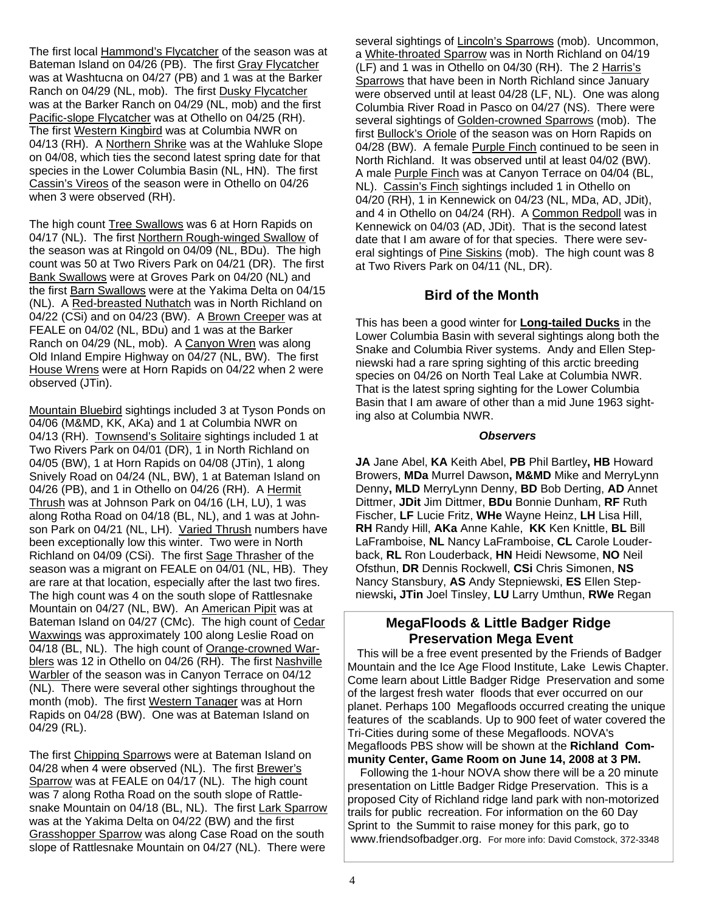The first local Hammond's Flycatcher of the season was at Bateman Island on 04/26 (PB). The first Gray Flycatcher was at Washtucna on 04/27 (PB) and 1 was at the Barker Ranch on 04/29 (NL, mob). The first Dusky Flycatcher was at the Barker Ranch on 04/29 (NL, mob) and the first Pacific-slope Flycatcher was at Othello on 04/25 (RH). The first Western Kingbird was at Columbia NWR on 04/13 (RH). A Northern Shrike was at the Wahluke Slope on 04/08, which ties the second latest spring date for that species in the Lower Columbia Basin (NL, HN). The first Cassin's Vireos of the season were in Othello on 04/26 when 3 were observed (RH).

The high count Tree Swallows was 6 at Horn Rapids on 04/17 (NL). The first Northern Rough-winged Swallow of the season was at Ringold on 04/09 (NL, BDu). The high count was 50 at Two Rivers Park on 04/21 (DR). The first Bank Swallows were at Groves Park on 04/20 (NL) and the first Barn Swallows were at the Yakima Delta on 04/15 (NL). A Red-breasted Nuthatch was in North Richland on 04/22 (CSi) and on 04/23 (BW). A Brown Creeper was at FEALE on 04/02 (NL, BDu) and 1 was at the Barker Ranch on 04/29 (NL, mob). A Canyon Wren was along Old Inland Empire Highway on 04/27 (NL, BW). The first House Wrens were at Horn Rapids on 04/22 when 2 were observed (JTin).

Mountain Bluebird sightings included 3 at Tyson Ponds on 04/06 (M&MD, KK, AKa) and 1 at Columbia NWR on 04/13 (RH). Townsend's Solitaire sightings included 1 at Two Rivers Park on 04/01 (DR), 1 in North Richland on 04/05 (BW), 1 at Horn Rapids on 04/08 (JTin), 1 along Snively Road on 04/24 (NL, BW), 1 at Bateman Island on 04/26 (PB), and 1 in Othello on 04/26 (RH). A Hermit Thrush was at Johnson Park on 04/16 (LH, LU), 1 was along Rotha Road on 04/18 (BL, NL), and 1 was at Johnson Park on 04/21 (NL, LH). Varied Thrush numbers have been exceptionally low this winter. Two were in North Richland on 04/09 (CSi). The first Sage Thrasher of the season was a migrant on FEALE on 04/01 (NL, HB). They are rare at that location, especially after the last two fires. The high count was 4 on the south slope of Rattlesnake Mountain on 04/27 (NL, BW). An American Pipit was at Bateman Island on 04/27 (CMc). The high count of Cedar Waxwings was approximately 100 along Leslie Road on 04/18 (BL, NL). The high count of Orange-crowned Warblers was 12 in Othello on 04/26 (RH). The first Nashville Warbler of the season was in Canyon Terrace on 04/12 (NL). There were several other sightings throughout the month (mob). The first Western Tanager was at Horn Rapids on 04/28 (BW). One was at Bateman Island on 04/29 (RL).

The first Chipping Sparrows were at Bateman Island on 04/28 when 4 were observed (NL). The first Brewer's Sparrow was at FEALE on 04/17 (NL). The high count was 7 along Rotha Road on the south slope of Rattlesnake Mountain on 04/18 (BL, NL). The first Lark Sparrow was at the Yakima Delta on 04/22 (BW) and the first Grasshopper Sparrow was along Case Road on the south slope of Rattlesnake Mountain on 04/27 (NL). There were several sightings of Lincoln's Sparrows (mob). Uncommon, a White-throated Sparrow was in North Richland on 04/19 (LF) and 1 was in Othello on 04/30 (RH). The 2 Harris's Sparrows that have been in North Richland since January were observed until at least 04/28 (LF, NL). One was along Columbia River Road in Pasco on 04/27 (NS). There were several sightings of Golden-crowned Sparrows (mob). The first Bullock's Oriole of the season was on Horn Rapids on 04/28 (BW). A female Purple Finch continued to be seen in North Richland. It was observed until at least 04/02 (BW). A male Purple Finch was at Canyon Terrace on 04/04 (BL, NL). Cassin's Finch sightings included 1 in Othello on 04/20 (RH), 1 in Kennewick on 04/23 (NL, MDa, AD, JDit), and 4 in Othello on 04/24 (RH). A Common Redpoll was in Kennewick on 04/03 (AD, JDit). That is the second latest date that I am aware of for that species. There were several sightings of Pine Siskins (mob). The high count was 8 at Two Rivers Park on 04/11 (NL, DR).

## Bird of the Month

This has been a good winter for **Long-tailed Ducks** in the Lower Columbia Basin with several sightings along both the Snake and Columbia River systems. Andy and Ellen Stepniewski had a rare spring sighting of this arctic breeding species on 04/26 on North Teal Lake at Columbia NWR. That is the latest spring sighting for the Lower Columbia Basin that I am aware of other than a mid June 1963 sighting also at Columbia NWR.

***Observers***

**JA** Jane Abel, **KA** Keith Abel, **PB** Phil Bartley**, HB** Howard Browers, **MDa** Murrel Dawson**, M&MD** Mike and MerryLynn Denny**, MLD** MerryLynn Denny, **BD** Bob Derting, **AD** Annet Dittmer, **JDit** Jim Dittmer, **BDu** Bonnie Dunham, **RF** Ruth Fischer, **LF** Lucie Fritz, **WHe** Wayne Heinz, **LH** Lisa Hill, **RH** Randy Hill, **AKa** Anne Kahle, **KK** Ken Knittle, **BL** Bill LaFramboise, **NL** Nancy LaFramboise, **CL** Carole Louderback, **RL** Ron Louderback, **HN** Heidi Newsome, **NO** Neil Ofsthun, **DR** Dennis Rockwell, **CSi** Chris Simonen, **NS** Nancy Stansbury, **AS** Andy Stepniewski, **ES** Ellen Stepniewski**, JTin** Joel Tinsley, **LU** Larry Umthun, **RWe** Regan

## MegaFloods & Little Badger Ridge Preservation Mega Event

This will be a free event presented by the Friends of Badger Mountain and the Ice Age Flood Institute, Lake Lewis Chapter. Come learn about Little Badger Ridge Preservation and some of the largest fresh water floods that ever occurred on our planet. Perhaps 100 Megafloods occurred creating the unique features of the scablands. Up to 900 feet of water covered the Tri-Cities during some of these Megafloods. NOVA's Megafloods PBS show will be shown at the **Richland Community Center, Game Room on June 14, 2008 at 3 PM.**

Following the 1-hour NOVA show there will be a 20 minute presentation on Little Badger Ridge Preservation. This is a proposed City of Richland ridge land park with non-motorized trails for public recreation. For information on the 60 Day Sprint to the Summit to raise money for this park, go to www.friendsofbadger.org. For more info: David Comstock, 372-3348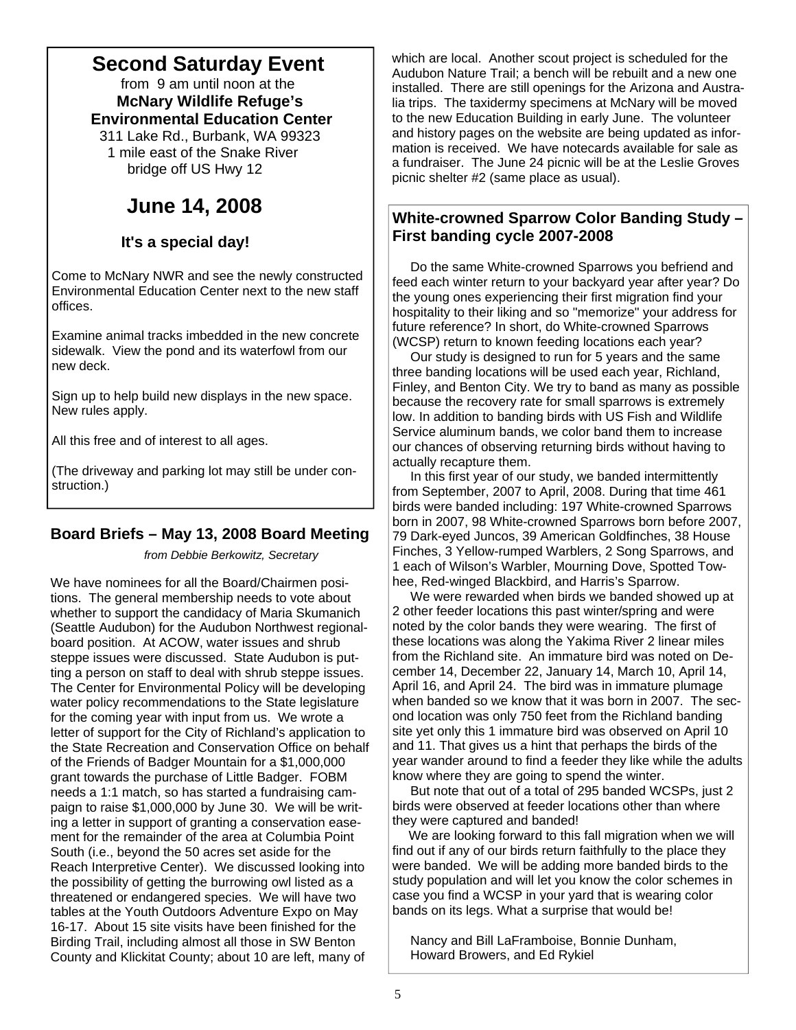## Second Saturday Event

from 9 am until noon at the
**McNary Wildlife Refuge's Environmental Education Center**
311 Lake Rd., Burbank, WA 99323
1 mile east of the Snake River bridge off US Hwy 12

## June 14, 2008

### It's a special day!

Come to McNary NWR and see the newly constructed Environmental Education Center next to the new staff offices.

Examine animal tracks imbedded in the new concrete sidewalk. View the pond and its waterfowl from our new deck.

Sign up to help build new displays in the new space. New rules apply.

All this free and of interest to all ages.

(The driveway and parking lot may still be under construction.)

## Board Briefs – May 13, 2008 Board Meeting

*from Debbie Berkowitz, Secretary*

We have nominees for all the Board/Chairmen positions. The general membership needs to vote about whether to support the candidacy of Maria Skumanich (Seattle Audubon) for the Audubon Northwest regional-board position. At ACOW, water issues and shrub steppe issues were discussed. State Audubon is putting a person on staff to deal with shrub steppe issues. The Center for Environmental Policy will be developing water policy recommendations to the State legislature for the coming year with input from us. We wrote a letter of support for the City of Richland's application to the State Recreation and Conservation Office on behalf of the Friends of Badger Mountain for a $1,000,000 grant towards the purchase of Little Badger. FOBM needs a 1:1 match, so has started a fundraising campaign to raise $1,000,000 by June 30. We will be writing a letter in support of granting a conservation easement for the remainder of the area at Columbia Point South (i.e., beyond the 50 acres set aside for the Reach Interpretive Center). We discussed looking into the possibility of getting the burrowing owl listed as a threatened or endangered species. We will have two tables at the Youth Outdoors Adventure Expo on May 16-17. About 15 site visits have been finished for the Birding Trail, including almost all those in SW Benton County and Klickitat County; about 10 are left, many of which are local. Another scout project is scheduled for the Audubon Nature Trail; a bench will be rebuilt and a new one installed. There are still openings for the Arizona and Australia trips. The taxidermy specimens at McNary will be moved to the new Education Building in early June. The volunteer and history pages on the website are being updated as information is received. We have notecards available for sale as a fundraiser. The June 24 picnic will be at the Leslie Groves picnic shelter #2 (same place as usual).

## White-crowned Sparrow Color Banding Study – First banding cycle 2007-2008

Do the same White-crowned Sparrows you befriend and feed each winter return to your backyard year after year? Do the young ones experiencing their first migration find your hospitality to their liking and so "memorize" your address for future reference? In short, do White-crowned Sparrows (WCSP) return to known feeding locations each year?

Our study is designed to run for 5 years and the same three banding locations will be used each year, Richland, Finley, and Benton City. We try to band as many as possible because the recovery rate for small sparrows is extremely low. In addition to banding birds with US Fish and Wildlife Service aluminum bands, we color band them to increase our chances of observing returning birds without having to actually recapture them.

In this first year of our study, we banded intermittently from September, 2007 to April, 2008. During that time 461 birds were banded including: 197 White-crowned Sparrows born in 2007, 98 White-crowned Sparrows born before 2007, 79 Dark-eyed Juncos, 39 American Goldfinches, 38 House Finches, 3 Yellow-rumped Warblers, 2 Song Sparrows, and 1 each of Wilson's Warbler, Mourning Dove, Spotted Towhee, Red-winged Blackbird, and Harris's Sparrow.

We were rewarded when birds we banded showed up at 2 other feeder locations this past winter/spring and were noted by the color bands they were wearing. The first of these locations was along the Yakima River 2 linear miles from the Richland site. An immature bird was noted on December 14, December 22, January 14, March 10, April 14, April 16, and April 24. The bird was in immature plumage when banded so we know that it was born in 2007. The second location was only 750 feet from the Richland banding site yet only this 1 immature bird was observed on April 10 and 11. That gives us a hint that perhaps the birds of the year wander around to find a feeder they like while the adults know where they are going to spend the winter.

But note that out of a total of 295 banded WCSPs, just 2 birds were observed at feeder locations other than where they were captured and banded!

We are looking forward to this fall migration when we will find out if any of our birds return faithfully to the place they were banded. We will be adding more banded birds to the study population and will let you know the color schemes in case you find a WCSP in your yard that is wearing color bands on its legs. What a surprise that would be!

Nancy and Bill LaFramboise, Bonnie Dunham, Howard Browers, and Ed Rykiel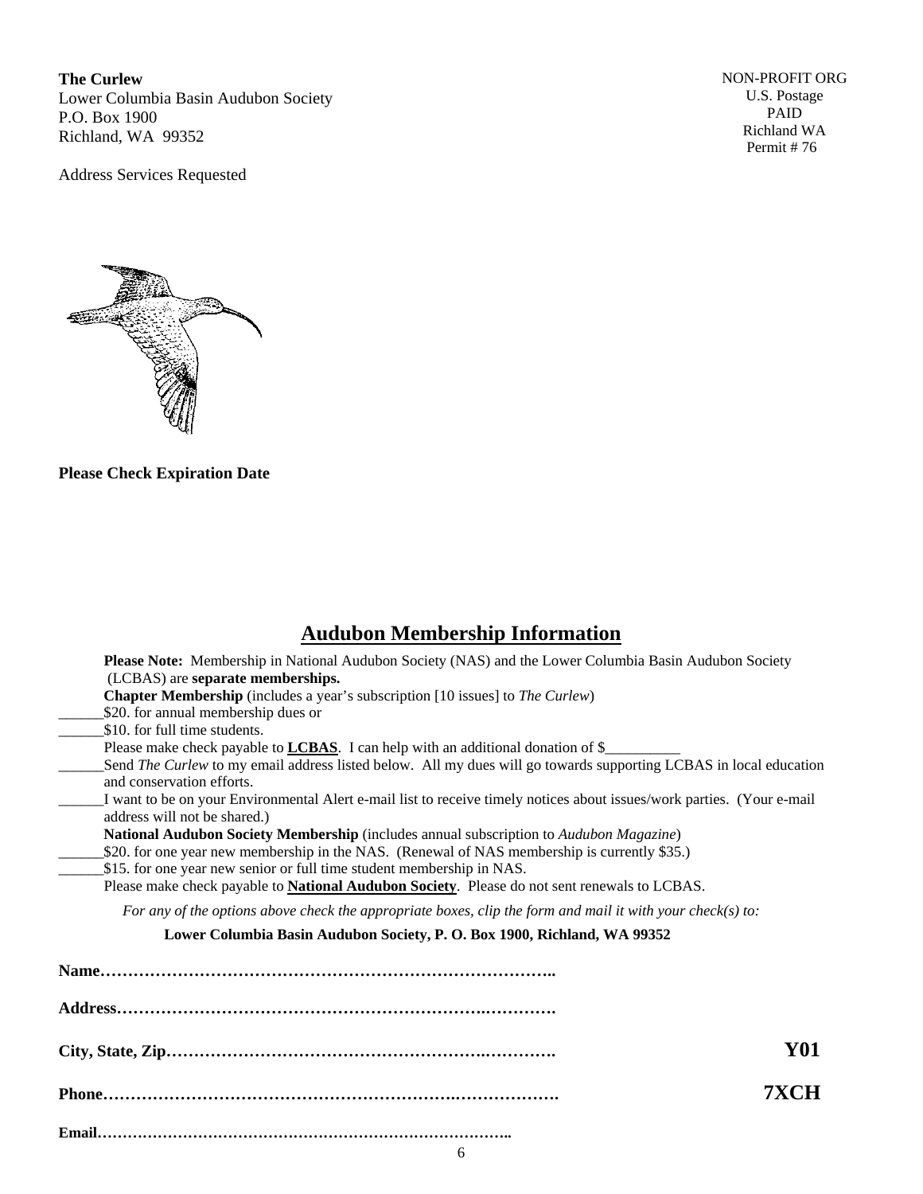**The Curlew**
Lower Columbia Basin Audubon Society
P.O. Box 1900
Richland, WA 99352

Address Services Requested

NON-PROFIT ORG
U.S. Postage
PAID
Richland WA
Permit # 76

**Please Check Expiration Date**

## Audubon Membership Information

**Please Note:** Membership in National Audubon Society (NAS) and the Lower Columbia Basin Audubon Society (LCBAS) are **separate memberships.**

**Chapter Membership** (includes a year's subscription [10 issues] to *The Curlew*)

______$20. for annual membership dues or

______$10. for full time students.

Please make check payable to **LCBAS**. I can help with an additional donation of $__________

______Send *The Curlew* to my email address listed below. All my dues will go towards supporting LCBAS in local education and conservation efforts.

______I want to be on your Environmental Alert e-mail list to receive timely notices about issues/work parties. (Your e-mail address will not be shared.)

**National Audubon Society Membership** (includes annual subscription to *Audubon Magazine*)

______$20. for one year new membership in the NAS. (Renewal of NAS membership is currently $35.)

______$15. for one year new senior or full time student membership in NAS.

Please make check payable to **National Audubon Society**. Please do not sent renewals to LCBAS.

*For any of the options above check the appropriate boxes, clip the form and mail it with your check(s) to:*

**Lower Columbia Basin Audubon Society, P. O. Box 1900, Richland, WA 99352**

**Name……………………………………………………………………..**

**Address……………………………………………………………………**

**City, State, Zip……………………………………………………………** **Y01**

**Phone………………………………………………………………………** **7XCH**

**Email……………………………………………………………………..**